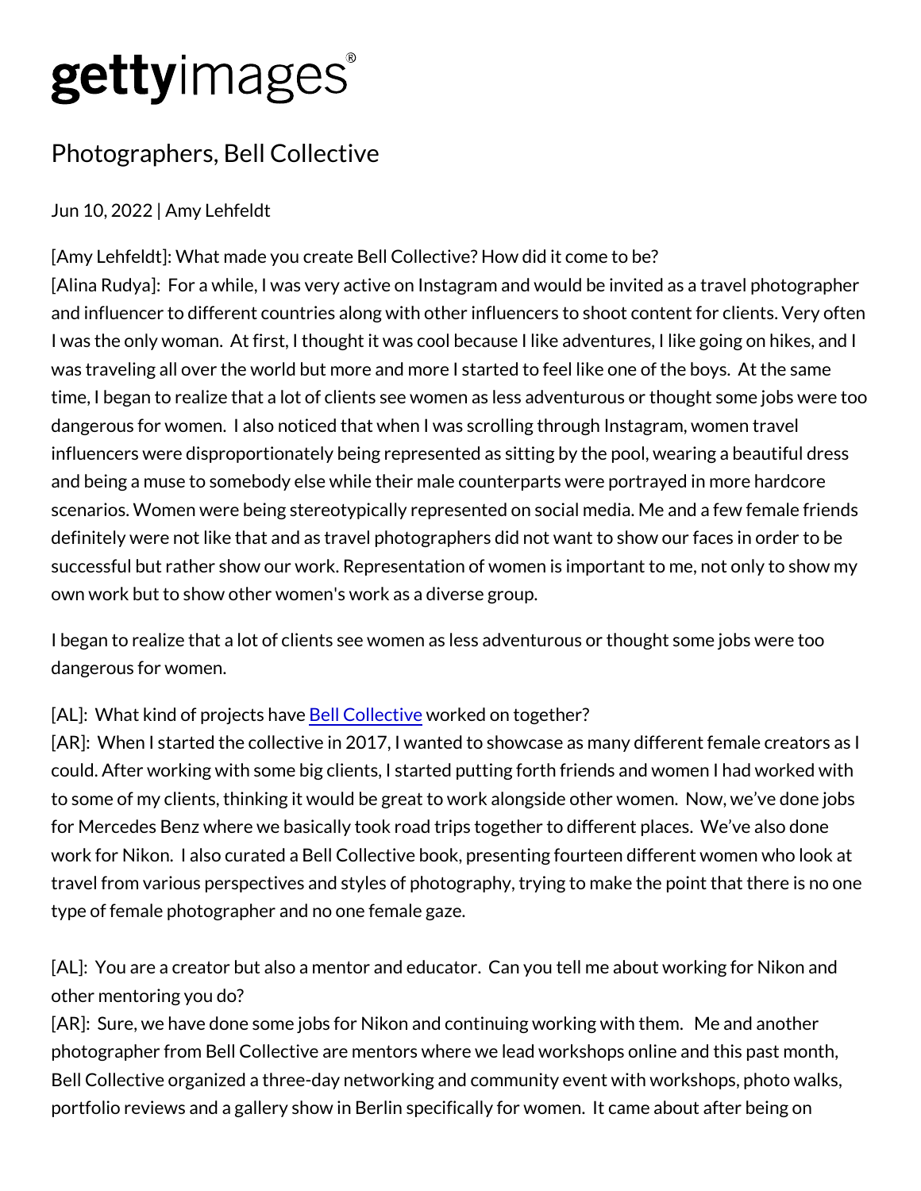# gettyimages

## Photographers, Bell Collective

Jun 10, 2022 | Amy Lehfeldt

[Amy Lehfeldt]: What made you create Bell Collective? How did it come to be?
[Alina Rudya]: For a while, I was very active on Instagram and would be invited as a travel photographer and influencer to different countries along with other influencers to shoot content for clients. Very often I was the only woman. At first, I thought it was cool because I like adventures, I like going on hikes, and I was traveling all over the world but more and more I started to feel like one of the boys. At the same time, I began to realize that a lot of clients see women as less adventurous or thought some jobs were too dangerous for women. I also noticed that when I was scrolling through Instagram, women travel influencers were disproportionately being represented as sitting by the pool, wearing a beautiful dress and being a muse to somebody else while their male counterparts were portrayed in more hardcore scenarios. Women were being stereotypically represented on social media. Me and a few female friends definitely were not like that and as travel photographers did not want to show our faces in order to be successful but rather show our work. Representation of women is important to me, not only to show my own work but to show other women's work as a diverse group.

I began to realize that a lot of clients see women as less adventurous or thought some jobs were too dangerous for women.

[AL]: What kind of projects have [Bell Collective] worked on together?
[AR]: When I started the collective in 2017, I wanted to showcase as many different female creators as I could. After working with some big clients, I started putting forth friends and women I had worked with to some of my clients, thinking it would be great to work alongside other women. Now, we've done jobs for Mercedes Benz where we basically took road trips together to different places. We've also done work for Nikon. I also curated a Bell Collective book, presenting fourteen different women who look at travel from various perspectives and styles of photography, trying to make the point that there is no one type of female photographer and no one female gaze.

[AL]: You are a creator but also a mentor and educator. Can you tell me about working for Nikon and other mentoring you do?
[AR]: Sure, we have done some jobs for Nikon and continuing working with them. Me and another photographer from Bell Collective are mentors where we lead workshops online and this past month, Bell Collective organized a three-day networking and community event with workshops, photo walks, portfolio reviews and a gallery show in Berlin specifically for women. It came about after being on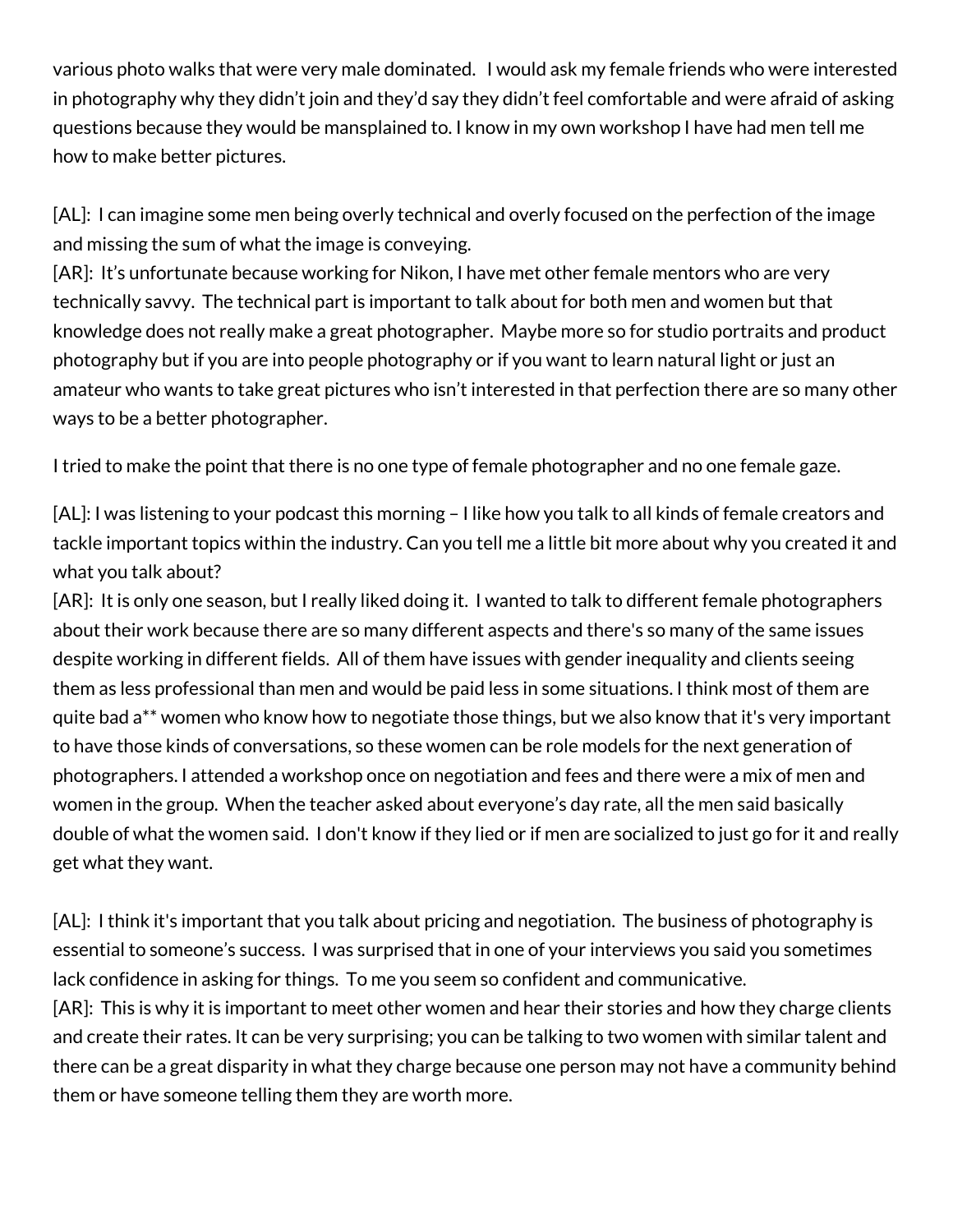various photo walks that were very male dominated.  I would ask my female friends who were interested in photography why they didn't join and they'd say they didn't feel comfortable and were afraid of asking questions because they would be mansplained to. I know in my own workshop I have had men tell me how to make better pictures.

[AL]:  I can imagine some men being overly technical and overly focused on the perfection of the image and missing the sum of what the image is conveying.
[AR]:  It's unfortunate because working for Nikon, I have met other female mentors who are very technically savvy.  The technical part is important to talk about for both men and women but that knowledge does not really make a great photographer.  Maybe more so for studio portraits and product photography but if you are into people photography or if you want to learn natural light or just an amateur who wants to take great pictures who isn't interested in that perfection there are so many other ways to be a better photographer.

I tried to make the point that there is no one type of female photographer and no one female gaze.

[AL]: I was listening to your podcast this morning – I like how you talk to all kinds of female creators and tackle important topics within the industry. Can you tell me a little bit more about why you created it and what you talk about?
[AR]:  It is only one season, but I really liked doing it.  I wanted to talk to different female photographers about their work because there are so many different aspects and there's so many of the same issues despite working in different fields.  All of them have issues with gender inequality and clients seeing them as less professional than men and would be paid less in some situations. I think most of them are quite bad a** women who know how to negotiate those things, but we also know that it's very important to have those kinds of conversations, so these women can be role models for the next generation of photographers. I attended a workshop once on negotiation and fees and there were a mix of men and women in the group.  When the teacher asked about everyone's day rate, all the men said basically double of what the women said.  I don't know if they lied or if men are socialized to just go for it and really get what they want.

[AL]:  I think it's important that you talk about pricing and negotiation.  The business of photography is essential to someone's success.  I was surprised that in one of your interviews you said you sometimes lack confidence in asking for things.  To me you seem so confident and communicative.
[AR]:  This is why it is important to meet other women and hear their stories and how they charge clients and create their rates. It can be very surprising; you can be talking to two women with similar talent and there can be a great disparity in what they charge because one person may not have a community behind them or have someone telling them they are worth more.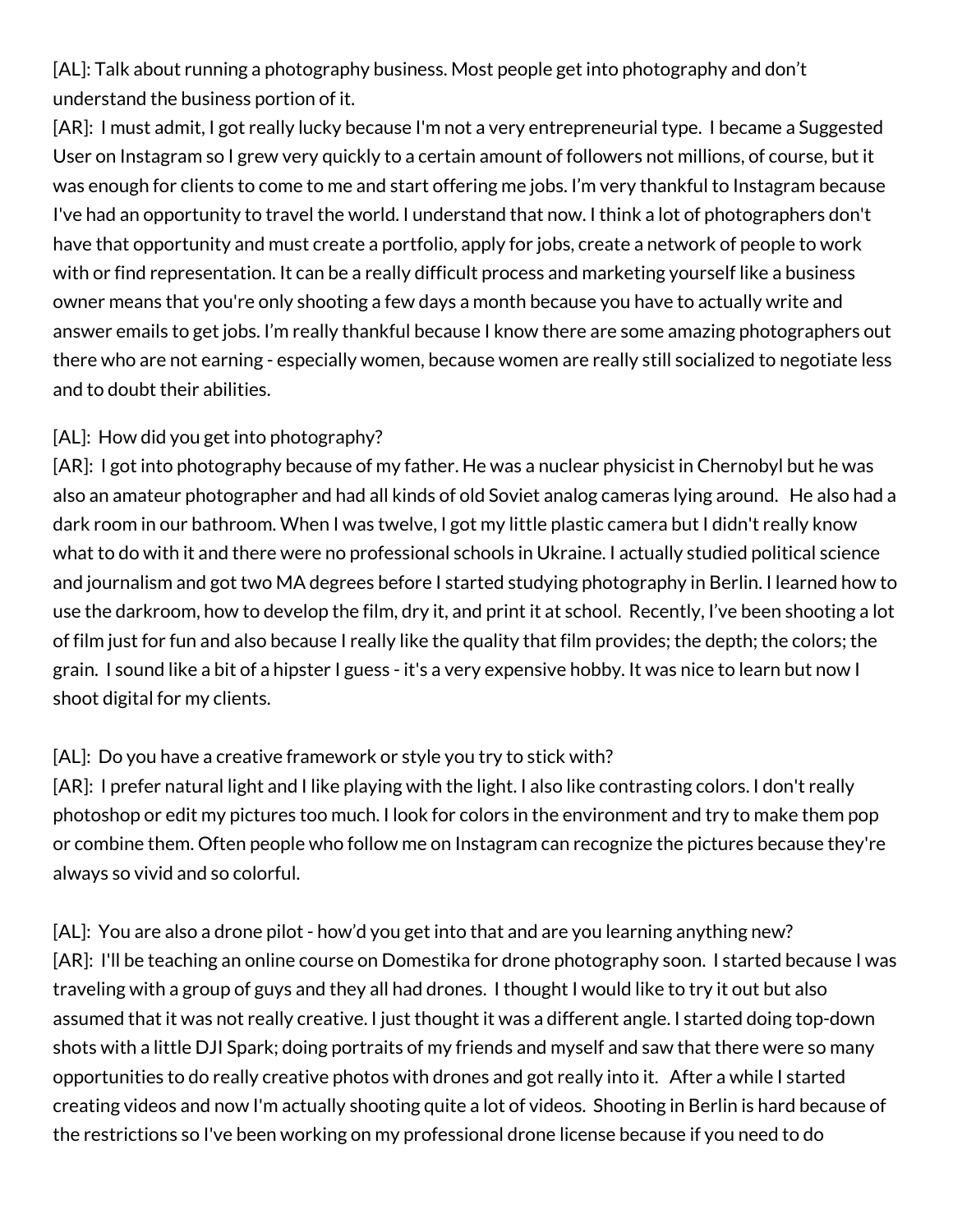[AL]: Talk about running a photography business. Most people get into photography and don't understand the business portion of it.

[AR]: I must admit, I got really lucky because I'm not a very entrepreneurial type. I became a Suggested User on Instagram so I grew very quickly to a certain amount of followers not millions, of course, but it was enough for clients to come to me and start offering me jobs. I'm very thankful to Instagram because I've had an opportunity to travel the world. I understand that now. I think a lot of photographers don't have that opportunity and must create a portfolio, apply for jobs, create a network of people to work with or find representation. It can be a really difficult process and marketing yourself like a business owner means that you're only shooting a few days a month because you have to actually write and answer emails to get jobs. I'm really thankful because I know there are some amazing photographers out there who are not earning - especially women, because women are really still socialized to negotiate less and to doubt their abilities.

[AL]: How did you get into photography?

[AR]: I got into photography because of my father. He was a nuclear physicist in Chernobyl but he was also an amateur photographer and had all kinds of old Soviet analog cameras lying around. He also had a dark room in our bathroom. When I was twelve, I got my little plastic camera but I didn't really know what to do with it and there were no professional schools in Ukraine. I actually studied political science and journalism and got two MA degrees before I started studying photography in Berlin. I learned how to use the darkroom, how to develop the film, dry it, and print it at school. Recently, I've been shooting a lot of film just for fun and also because I really like the quality that film provides; the depth; the colors; the grain. I sound like a bit of a hipster I guess - it's a very expensive hobby. It was nice to learn but now I shoot digital for my clients.

[AL]: Do you have a creative framework or style you try to stick with?

[AR]: I prefer natural light and I like playing with the light. I also like contrasting colors. I don't really photoshop or edit my pictures too much. I look for colors in the environment and try to make them pop or combine them. Often people who follow me on Instagram can recognize the pictures because they're always so vivid and so colorful.

[AL]: You are also a drone pilot - how'd you get into that and are you learning anything new?

[AR]: I'll be teaching an online course on Domestika for drone photography soon. I started because I was traveling with a group of guys and they all had drones. I thought I would like to try it out but also assumed that it was not really creative. I just thought it was a different angle. I started doing top-down shots with a little DJI Spark; doing portraits of my friends and myself and saw that there were so many opportunities to do really creative photos with drones and got really into it. After a while I started creating videos and now I'm actually shooting quite a lot of videos. Shooting in Berlin is hard because of the restrictions so I've been working on my professional drone license because if you need to do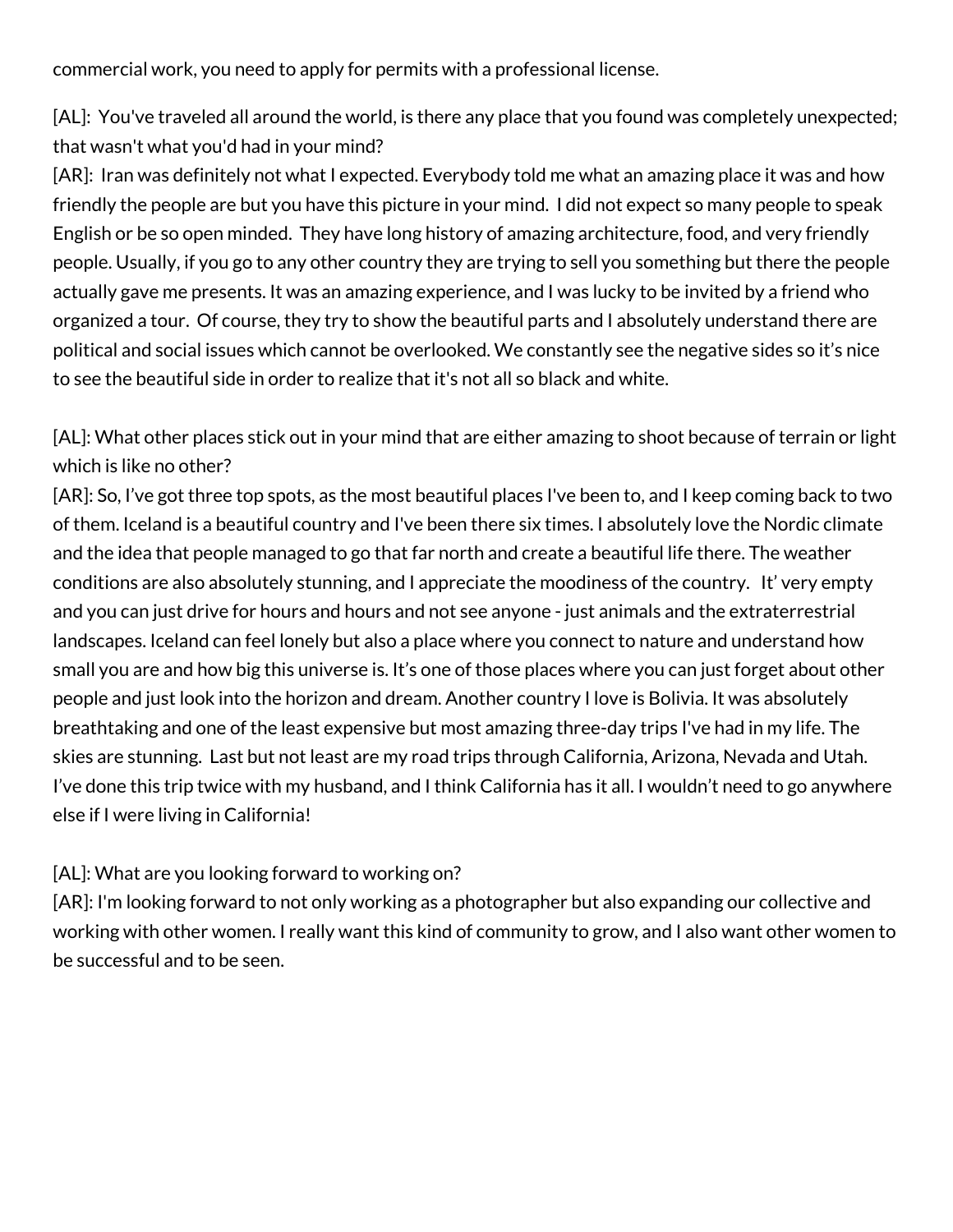commercial work, you need to apply for permits with a professional license.

[AL]:  You've traveled all around the world, is there any place that you found was completely unexpected; that wasn't what you'd had in your mind?
[AR]:  Iran was definitely not what I expected. Everybody told me what an amazing place it was and how friendly the people are but you have this picture in your mind.  I did not expect so many people to speak English or be so open minded.  They have long history of amazing architecture, food, and very friendly people. Usually, if you go to any other country they are trying to sell you something but there the people actually gave me presents. It was an amazing experience, and I was lucky to be invited by a friend who organized a tour.  Of course, they try to show the beautiful parts and I absolutely understand there are political and social issues which cannot be overlooked. We constantly see the negative sides so it's nice to see the beautiful side in order to realize that it's not all so black and white.

[AL]: What other places stick out in your mind that are either amazing to shoot because of terrain or light which is like no other?
[AR]: So, I've got three top spots, as the most beautiful places I've been to, and I keep coming back to two of them. Iceland is a beautiful country and I've been there six times. I absolutely love the Nordic climate and the idea that people managed to go that far north and create a beautiful life there. The weather conditions are also absolutely stunning, and I appreciate the moodiness of the country.   It' very empty and you can just drive for hours and hours and not see anyone - just animals and the extraterrestrial landscapes. Iceland can feel lonely but also a place where you connect to nature and understand how small you are and how big this universe is. It's one of those places where you can just forget about other people and just look into the horizon and dream. Another country I love is Bolivia. It was absolutely breathtaking and one of the least expensive but most amazing three-day trips I've had in my life. The skies are stunning.  Last but not least are my road trips through California, Arizona, Nevada and Utah. I've done this trip twice with my husband, and I think California has it all. I wouldn't need to go anywhere else if I were living in California!

[AL]: What are you looking forward to working on?
[AR]: I'm looking forward to not only working as a photographer but also expanding our collective and working with other women. I really want this kind of community to grow, and I also want other women to be successful and to be seen.